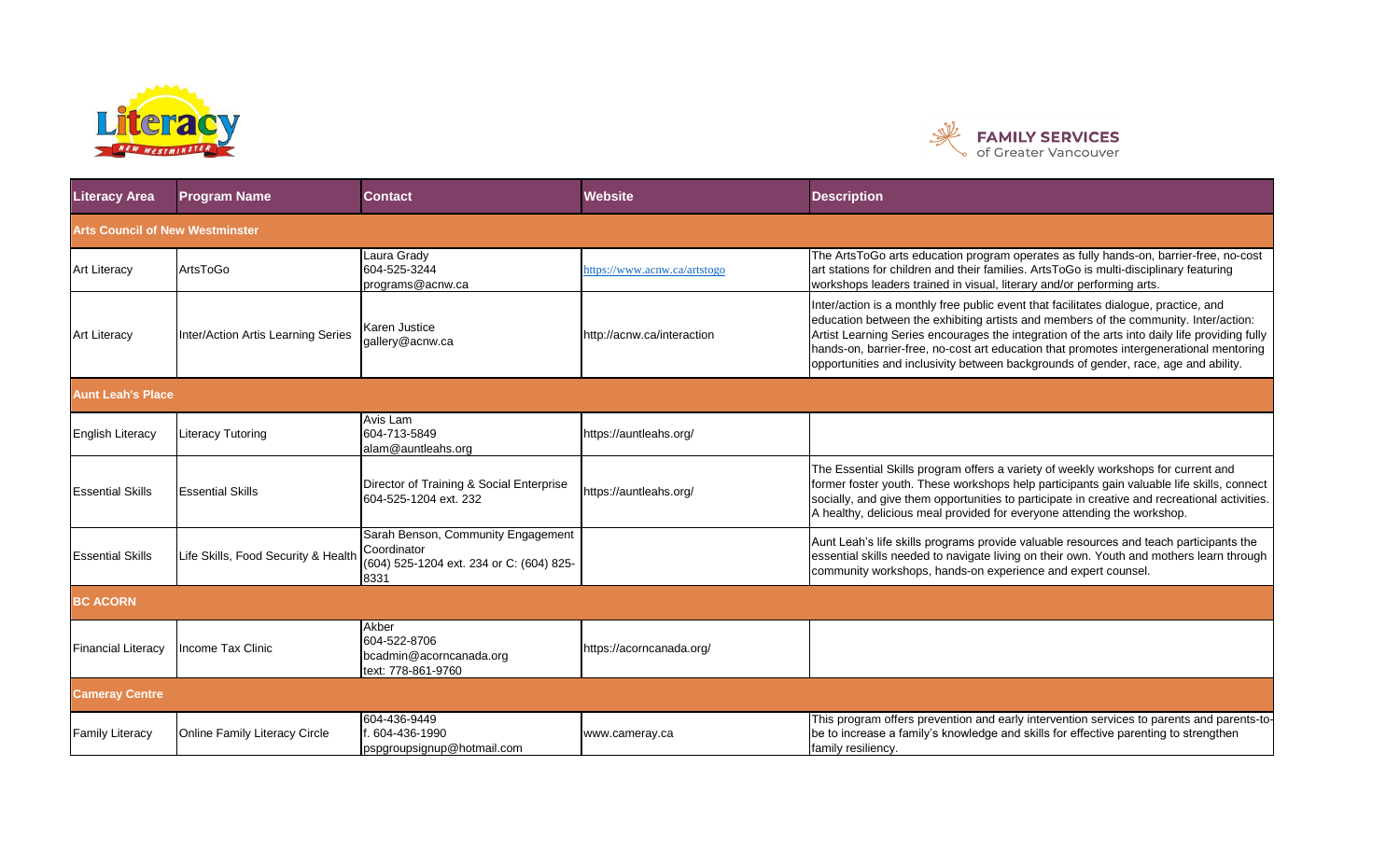| Literacy Area | Program Name | Contact | Website | Description |
|---|---|---|---|---|
| **Arts Council of New Westminster** | | | | |
| Art Literacy | ArtsToGo | Laura Grady<br>604-525-3244<br>programs@acnw.ca | https://www.acnw.ca/artstogo | The ArtsToGo arts education program operates as fully hands-on, barrier-free, no-cost art stations for children and their families. ArtsToGo is multi-disciplinary featuring workshops leaders trained in visual, literary and/or performing arts. |
| Art Literacy | Inter/Action Artis Learning Series | Karen Justice<br>gallery@acnw.ca | http://acnw.ca/interaction | Inter/action is a monthly free public event that facilitates dialogue, practice, and education between the exhibiting artists and members of the community. Inter/action: Artist Learning Series encourages the integration of the arts into daily life providing fully hands-on, barrier-free, no-cost art education that promotes intergenerational mentoring opportunities and inclusivity between backgrounds of gender, race, age and ability. |
| **Aunt Leah's Place** | | | | |
| English Literacy | Literacy Tutoring | Avis Lam<br>604-713-5849<br>alam@auntleahs.org | https://auntleahs.org/ | |
| Essential Skills | Essential Skills | Director of Training & Social Enterprise<br>604-525-1204 ext. 232 | https://auntleahs.org/ | The Essential Skills program offers a variety of weekly workshops for current and former foster youth. These workshops help participants gain valuable life skills, connect socially, and give them opportunities to participate in creative and recreational activities. A healthy, delicious meal provided for everyone attending the workshop. |
| Essential Skills | Life Skills, Food Security & Health | Sarah Benson, Community Engagement Coordinator<br>(604) 525-1204 ext. 234 or C: (604) 825-8331 | | Aunt Leah's life skills programs provide valuable resources and teach participants the essential skills needed to navigate living on their own. Youth and mothers learn through community workshops, hands-on experience and expert counsel. |
| **BC ACORN** | | | | |
| Financial Literacy | Income Tax Clinic | Akber<br>604-522-8706<br>bcadmin@acorncanada.org<br>text: 778-861-9760 | https://acorncanada.org/ | |
| **Cameray Centre** | | | | |
| Family Literacy | Online Family Literacy Circle | 604-436-9449<br>f. 604-436-1990<br>pspgroupsignup@hotmail.com | www.cameray.ca | This program offers prevention and early intervention services to parents and parents-to-be to increase a family's knowledge and skills for effective parenting to strengthen family resiliency. |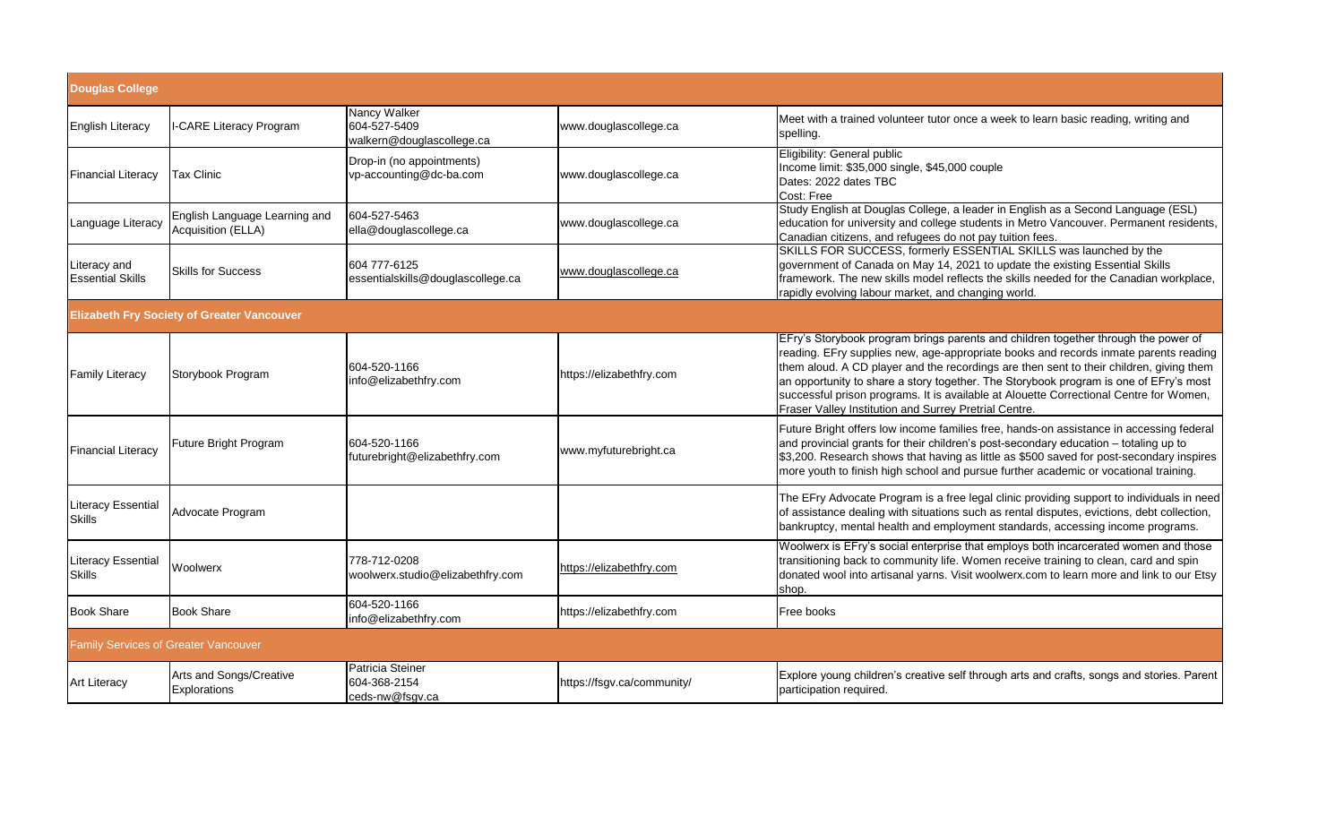| Douglas College | | | | |
|---|---|---|---|---|
| English Literacy | I-CARE Literacy Program | Nancy Walker<br>604-527-5409<br>walkern@douglascollege.ca | www.douglascollege.ca | Meet with a trained volunteer tutor once a week to learn basic reading, writing and spelling. |
| Financial Literacy | Tax Clinic | Drop-in (no appointments)<br>vp-accounting@dc-ba.com | www.douglascollege.ca | Eligibility: General public<br>Income limit: $35,000 single, $45,000 couple<br>Dates: 2022 dates TBC<br>Cost: Free |
| Language Literacy | English Language Learning and Acquisition (ELLA) | 604-527-5463<br>ella@douglascollege.ca | www.douglascollege.ca | Study English at Douglas College, a leader in English as a Second Language (ESL) education for university and college students in Metro Vancouver. Permanent residents, Canadian citizens, and refugees do not pay tuition fees. |
| Literacy and Essential Skills | Skills for Success | 604 777-6125<br>essentialskills@douglascollege.ca | www.douglascollege.ca | SKILLS FOR SUCCESS, formerly ESSENTIAL SKILLS was launched by the government of Canada on May 14, 2021 to update the existing Essential Skills framework. The new skills model reflects the skills needed for the Canadian workplace, rapidly evolving labour market, and changing world. |
| **Elizabeth Fry Society of Greater Vancouver** | | | | |
| Family Literacy | Storybook Program | 604-520-1166<br>info@elizabethfry.com | https://elizabethfry.com | EFry's Storybook program brings parents and children together through the power of reading. EFry supplies new, age-appropriate books and records inmate parents reading them aloud. A CD player and the recordings are then sent to their children, giving them an opportunity to share a story together. The Storybook program is one of EFry's most successful prison programs. It is available at Alouette Correctional Centre for Women, Fraser Valley Institution and Surrey Pretrial Centre. |
| Financial Literacy | Future Bright Program | 604-520-1166<br>futurebright@elizabethfry.com | www.myfuturebright.ca | Future Bright offers low income families free, hands-on assistance in accessing federal and provincial grants for their children's post-secondary education – totaling up to $3,200. Research shows that having as little as $500 saved for post-secondary inspires more youth to finish high school and pursue further academic or vocational training. |
| Literacy Essential Skills | Advocate Program | | | The EFry Advocate Program is a free legal clinic providing support to individuals in need of assistance dealing with situations such as rental disputes, evictions, debt collection, bankruptcy, mental health and employment standards, accessing income programs. |
| Literacy Essential Skills | Woolwerx | 778-712-0208<br>woolwerx.studio@elizabethfry.com | https://elizabethfry.com | Woolwerx is EFry's social enterprise that employs both incarcerated women and those transitioning back to community life. Women receive training to clean, card and spin donated wool into artisanal yarns. Visit woolwerx.com to learn more and link to our Etsy shop. |
| Book Share | Book Share | 604-520-1166<br>info@elizabethfry.com | https://elizabethfry.com | Free books |
| Family Services of Greater Vancouver | | | | |
| Art Literacy | Arts and Songs/Creative Explorations | Patricia Steiner<br>604-368-2154<br>ceds-nw@fsgv.ca | https://fsgv.ca/community/ | Explore young children's creative self through arts and crafts, songs and stories. Parent participation required. |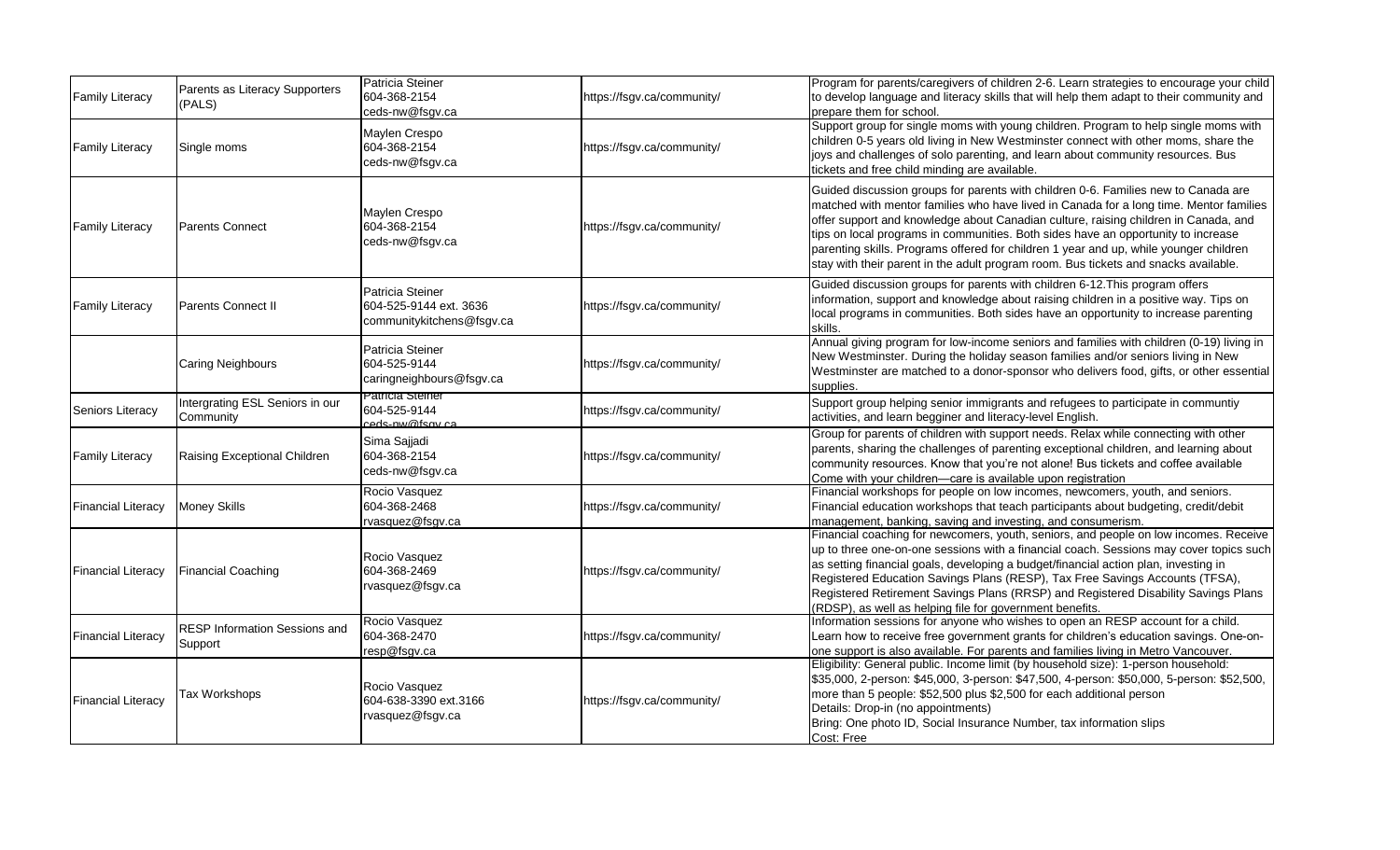| Family Literacy | Parents as Literacy Supporters (PALS) | Patricia Steiner<br>604-368-2154<br>ceds-nw@fsgv.ca | https://fsgv.ca/community/ | Program for parents/caregivers of children 2-6. Learn strategies to encourage your child to develop language and literacy skills that will help them adapt to their community and prepare them for school. |
|---|---|---|---|---|
| Family Literacy | Single moms | Maylen Crespo<br>604-368-2154<br>ceds-nw@fsgv.ca | https://fsgv.ca/community/ | Support group for single moms with young children. Program to help single moms with children 0-5 years old living in New Westminster connect with other moms, share the joys and challenges of solo parenting, and learn about community resources. Bus tickets and free child minding are available. |
| Family Literacy | Parents Connect | Maylen Crespo<br>604-368-2154<br>ceds-nw@fsgv.ca | https://fsgv.ca/community/ | Guided discussion groups for parents with children 0-6. Families new to Canada are matched with mentor families who have lived in Canada for a long time. Mentor families offer support and knowledge about Canadian culture, raising children in Canada, and tips on local programs in communities. Both sides have an opportunity to increase parenting skills. Programs offered for children 1 year and up, while younger children stay with their parent in the adult program room. Bus tickets and snacks available. |
| Family Literacy | Parents Connect II | Patricia Steiner<br>604-525-9144 ext. 3636<br>communitykitchens@fsgv.ca | https://fsgv.ca/community/ | Guided discussion groups for parents with children 6-12.This program offers information, support and knowledge about raising children in a positive way. Tips on local programs in communities. Both sides have an opportunity to increase parenting skills. |
| | Caring Neighbours | Patricia Steiner<br>604-525-9144<br>caringneighbours@fsgv.ca | https://fsgv.ca/community/ | Annual giving program for low-income seniors and families with children (0-19) living in New Westminster. During the holiday season families and/or seniors living in New Westminster are matched to a donor-sponsor who delivers food, gifts, or other essential supplies. |
| Seniors Literacy | Intergrating ESL Seniors in our Community | Patricia Steiner<br>604-525-9144<br>ceds-nw@fsgv.ca | https://fsgv.ca/community/ | Support group helping senior immigrants and refugees to participate in communtiy activities, and learn begginer and literacy-level English. |
| Family Literacy | Raising Exceptional Children | Sima Sajjadi<br>604-368-2154<br>ceds-nw@fsgv.ca | https://fsgv.ca/community/ | Group for parents of children with support needs. Relax while connecting with other parents, sharing the challenges of parenting exceptional children, and learning about community resources. Know that you're not alone! Bus tickets and coffee available Come with your children—care is available upon registration |
| Financial Literacy | Money Skills | Rocio Vasquez<br>604-368-2468<br>rvasquez@fsgv.ca | https://fsgv.ca/community/ | Financial workshops for people on low incomes, newcomers, youth, and seniors. Financial education workshops that teach participants about budgeting, credit/debit management, banking, saving and investing, and consumerism. |
| Financial Literacy | Financial Coaching | Rocio Vasquez<br>604-368-2469<br>rvasquez@fsgv.ca | https://fsgv.ca/community/ | Financial coaching for newcomers, youth, seniors, and people on low incomes. Receive up to three one-on-one sessions with a financial coach. Sessions may cover topics such as setting financial goals, developing a budget/financial action plan, investing in Registered Education Savings Plans (RESP), Tax Free Savings Accounts (TFSA), Registered Retirement Savings Plans (RRSP) and Registered Disability Savings Plans (RDSP), as well as helping file for government benefits. |
| Financial Literacy | RESP Information Sessions and Support | Rocio Vasquez<br>604-368-2470<br>resp@fsgv.ca | https://fsgv.ca/community/ | Information sessions for anyone who wishes to open an RESP account for a child. Learn how to receive free government grants for children's education savings. One-on-one support is also available. For parents and families living in Metro Vancouver. |
| Financial Literacy | Tax Workshops | Rocio Vasquez<br>604-638-3390 ext.3166<br>rvasquez@fsgv.ca | https://fsgv.ca/community/ | Eligibility: General public. Income limit (by household size): 1-person household: $35,000, 2-person: $45,000, 3-person: $47,500, 4-person: $50,000, 5-person: $52,500, more than 5 people: $52,500 plus $2,500 for each additional person<br>Details: Drop-in (no appointments)<br>Bring: One photo ID, Social Insurance Number, tax information slips<br>Cost: Free |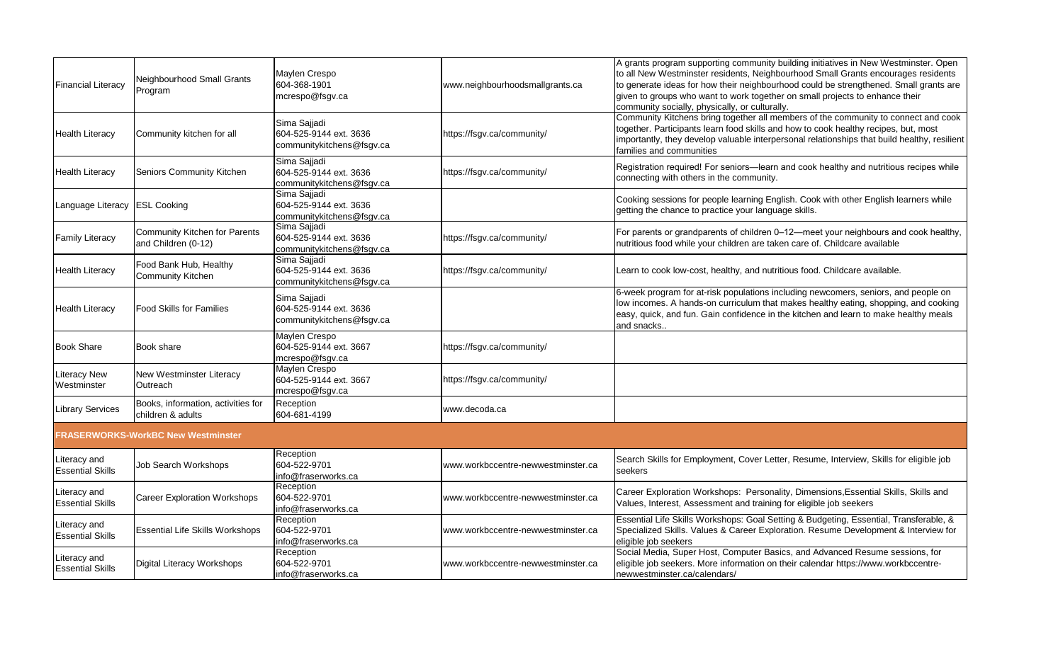| | | | | |
|---|---|---|---|---|
| Financial Literacy | Neighbourhood Small Grants Program | Maylen Crespo<br>604-368-1901<br>mcrespo@fsgv.ca | www.neighbourhoodsmallgrants.ca | A grants program supporting community building initiatives in New Westminster. Open to all New Westminster residents, Neighbourhood Small Grants encourages residents to generate ideas for how their neighbourhood could be strengthened. Small grants are given to groups who want to work together on small projects to enhance their community socially, physically, or culturally. |
| Health Literacy | Community kitchen for all | Sima Sajjadi<br>604-525-9144 ext. 3636<br>communitykitchens@fsgv.ca | https://fsgv.ca/community/ | Community Kitchens bring together all members of the community to connect and cook together. Participants learn food skills and how to cook healthy recipes, but, most importantly, they develop valuable interpersonal relationships that build healthy, resilient families and communities |
| Health Literacy | Seniors Community Kitchen | Sima Sajjadi<br>604-525-9144 ext. 3636<br>communitykitchens@fsgv.ca | https://fsgv.ca/community/ | Registration required! For seniors—learn and cook healthy and nutritious recipes while connecting with others in the community. |
| Language Literacy | ESL Cooking | Sima Sajjadi<br>604-525-9144 ext. 3636<br>communitykitchens@fsgv.ca | | Cooking sessions for people learning English. Cook with other English learners while getting the chance to practice your language skills. |
| Family Literacy | Community Kitchen for Parents and Children (0-12) | Sima Sajjadi<br>604-525-9144 ext. 3636<br>communitykitchens@fsgv.ca | https://fsgv.ca/community/ | For parents or grandparents of children 0–12—meet your neighbours and cook healthy, nutritious food while your children are taken care of. Childcare available |
| Health Literacy | Food Bank Hub, Healthy Community Kitchen | Sima Sajjadi<br>604-525-9144 ext. 3636<br>communitykitchens@fsgv.ca | https://fsgv.ca/community/ | Learn to cook low-cost, healthy, and nutritious food. Childcare available. |
| Health Literacy | Food Skills for Families | Sima Sajjadi<br>604-525-9144 ext. 3636<br>communitykitchens@fsgv.ca | | 6-week program for at-risk populations including newcomers, seniors, and people on low incomes. A hands-on curriculum that makes healthy eating, shopping, and cooking easy, quick, and fun. Gain confidence in the kitchen and learn to make healthy meals and snacks.. |
| Book Share | Book share | Maylen Crespo<br>604-525-9144 ext. 3667<br>mcrespo@fsgv.ca | https://fsgv.ca/community/ | |
| Literacy New Westminster | New Westminster Literacy Outreach | Maylen Crespo<br>604-525-9144 ext. 3667<br>mcrespo@fsgv.ca | https://fsgv.ca/community/ | |
| Library Services | Books, information, activities for children & adults | Reception<br>604-681-4199 | www.decoda.ca | |
| **FRASERWORKS-WorkBC New Westminster** | | | | |
| Literacy and Essential Skills | Job Search Workshops | Reception<br>604-522-9701<br>info@fraserworks.ca | www.workbccentre-newwestminster.ca | Search Skills for Employment, Cover Letter, Resume, Interview, Skills for eligible job seekers |
| Literacy and Essential Skills | Career Exploration Workshops | Reception<br>604-522-9701<br>info@fraserworks.ca | www.workbccentre-newwestminster.ca | Career Exploration Workshops: Personality, Dimensions,Essential Skills, Skills and Values, Interest, Assessment and training for eligible job seekers |
| Literacy and Essential Skills | Essential Life Skills Workshops | Reception<br>604-522-9701<br>info@fraserworks.ca | www.workbccentre-newwestminster.ca | Essential Life Skills Workshops: Goal Setting & Budgeting, Essential, Transferable, & Specialized Skills. Values & Career Exploration. Resume Development & Interview for eligible job seekers |
| Literacy and Essential Skills | Digital Literacy Workshops | Reception<br>604-522-9701<br>info@fraserworks.ca | www.workbccentre-newwestminster.ca | Social Media, Super Host, Computer Basics, and Advanced Resume sessions, for eligible job seekers. More information on their calendar https://www.workbccentre-newwestminster.ca/calendars/ |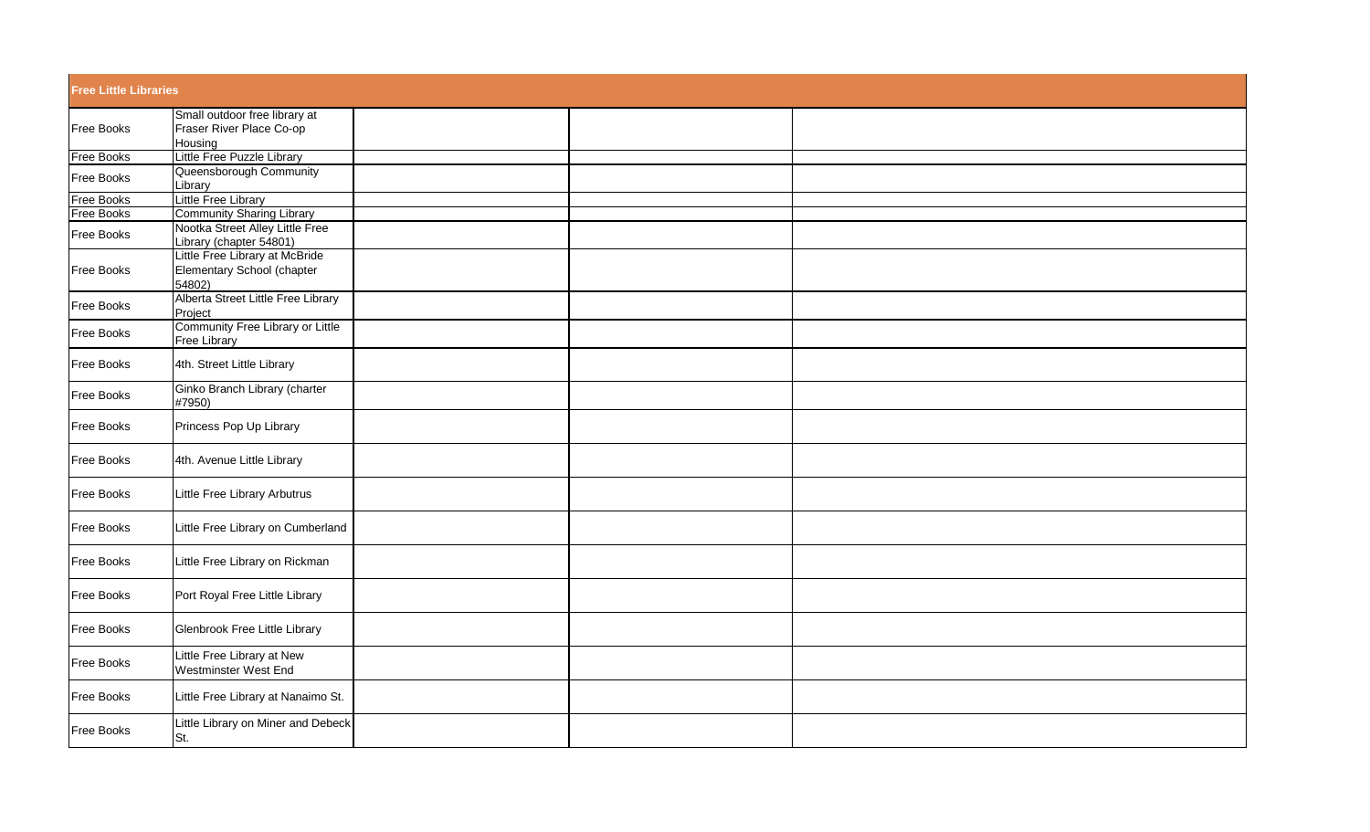| Free Little Libraries | | | | |
| --- | --- | --- | --- | --- |
| Free Books | Small outdoor free library at Fraser River Place Co-op Housing | | | |
| Free Books | Little Free Puzzle Library | | | |
| Free Books | Queensborough Community Library | | | |
| Free Books | Little Free Library | | | |
| Free Books | Community Sharing Library | | | |
| Free Books | Nootka Street Alley Little Free Library (chapter 54801) | | | |
| Free Books | Little Free Library at McBride Elementary School (chapter 54802) | | | |
| Free Books | Alberta Street Little Free Library Project | | | |
| Free Books | Community Free Library or Little Free Library | | | |
| Free Books | 4th. Street Little Library | | | |
| Free Books | Ginko Branch Library (charter #7950) | | | |
| Free Books | Princess Pop Up Library | | | |
| Free Books | 4th. Avenue Little Library | | | |
| Free Books | Little Free Library Arbutrus | | | |
| Free Books | Little Free Library on Cumberland | | | |
| Free Books | Little Free Library on Rickman | | | |
| Free Books | Port Royal Free Little Library | | | |
| Free Books | Glenbrook Free Little Library | | | |
| Free Books | Little Free Library at New Westminster West End | | | |
| Free Books | Little Free Library at Nanaimo St. | | | |
| Free Books | Little Library on Miner and Debeck St. | | | |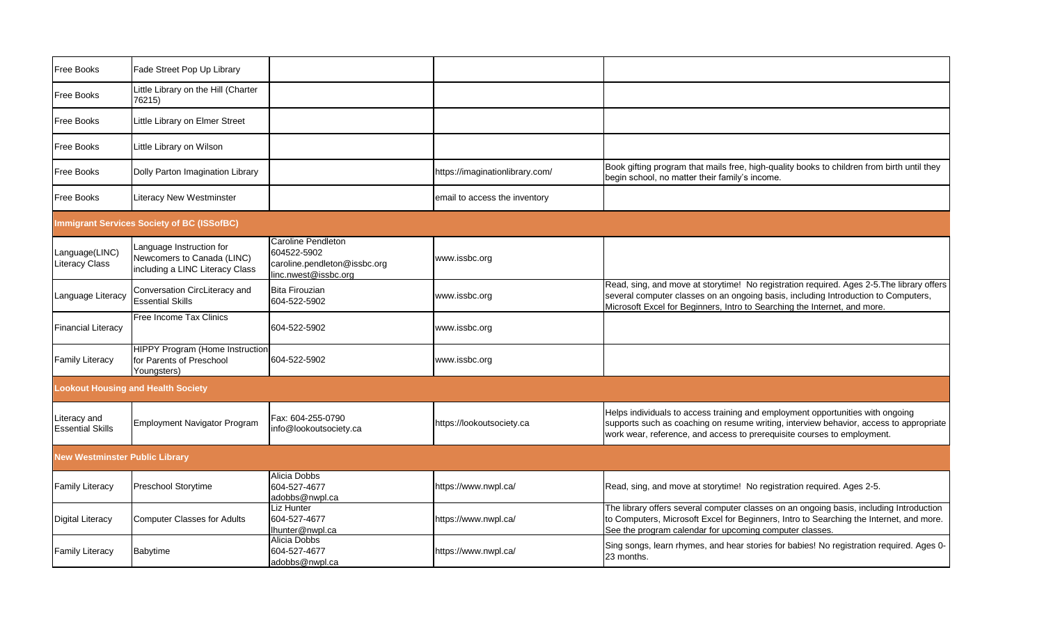| | | | | |
|---|---|---|---|---|
| Free Books | Fade Street Pop Up Library | | | |
| Free Books | Little Library on the Hill (Charter 76215) | | | |
| Free Books | Little Library on Elmer Street | | | |
| Free Books | Little Library on Wilson | | | |
| Free Books | Dolly Parton Imagination Library | | https://imaginationlibrary.com/ | Book gifting program that mails free, high-quality books to children from birth until they begin school, no matter their family's income. |
| Free Books | Literacy New Westminster | | email to access the inventory | |
| **Immigrant Services Society of BC (ISSofBC)** | | | | |
| Language(LINC) Literacy Class | Language Instruction for Newcomers to Canada (LINC) including a LINC Literacy Class | Caroline Pendleton<br>604522-5902<br>caroline.pendleton@issbc.org<br>linc.nwest@issbc.org | www.issbc.org | |
| Language Literacy | Conversation CircLiteracy and Essential Skills | Bita Firouzian<br>604-522-5902 | www.issbc.org | Read, sing, and move at storytime! No registration required. Ages 2-5.The library offers several computer classes on an ongoing basis, including Introduction to Computers, Microsoft Excel for Beginners, Intro to Searching the Internet, and more. |
| Financial Literacy | Free Income Tax Clinics | 604-522-5902 | www.issbc.org | |
| Family Literacy | HIPPY Program (Home Instruction for Parents of Preschool Youngsters) | 604-522-5902 | www.issbc.org | |
| **Lookout Housing and Health Society** | | | | |
| Literacy and Essential Skills | Employment Navigator Program | Fax: 604-255-0790<br>info@lookoutsociety.ca | https://lookoutsociety.ca | Helps individuals to access training and employment opportunities with ongoing supports such as coaching on resume writing, interview behavior, access to appropriate work wear, reference, and access to prerequisite courses to employment. |
| **New Westminster Public Library** | | | | |
| Family Literacy | Preschool Storytime | Alicia Dobbs<br>604-527-4677<br>adobbs@nwpl.ca | https://www.nwpl.ca/ | Read, sing, and move at storytime! No registration required. Ages 2-5. |
| Digital Literacy | Computer Classes for Adults | Liz Hunter<br>604-527-4677<br>lhunter@nwpl.ca | https://www.nwpl.ca/ | The library offers several computer classes on an ongoing basis, including Introduction to Computers, Microsoft Excel for Beginners, Intro to Searching the Internet, and more. See the program calendar for upcoming computer classes. |
| Family Literacy | Babytime | Alicia Dobbs<br>604-527-4677<br>adobbs@nwpl.ca | https://www.nwpl.ca/ | Sing songs, learn rhymes, and hear stories for babies! No registration required. Ages 0-23 months. |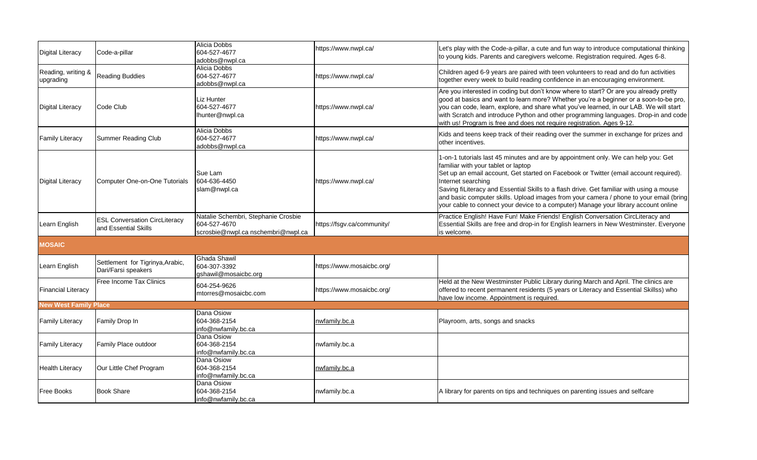| | | | | |
|---|---|---|---|---|
| Digital Literacy | Code-a-pillar | Alicia Dobbs<br>604-527-4677<br>adobbs@nwpl.ca | https://www.nwpl.ca/ | Let's play with the Code-a-pillar, a cute and fun way to introduce computational thinking to young kids. Parents and caregivers welcome. Registration required. Ages 6-8. |
| Reading, writing & upgrading | Reading Buddies | Alicia Dobbs<br>604-527-4677<br>adobbs@nwpl.ca | https://www.nwpl.ca/ | Children aged 6-9 years are paired with teen volunteers to read and do fun activities together every week to build reading confidence in an encouraging environment. |
| Digital Literacy | Code Club | Liz Hunter<br>604-527-4677<br>lhunter@nwpl.ca | https://www.nwpl.ca/ | Are you interested in coding but don't know where to start? Or are you already pretty good at basics and want to learn more? Whether you're a beginner or a soon-to-be pro, you can code, learn, explore, and share what you've learned, in our LAB. We will start with Scratch and introduce Python and other programming languages. Drop-in and code with us! Program is free and does not require registration. Ages 9-12. |
| Family Literacy | Summer Reading Club | Alicia Dobbs<br>604-527-4677<br>adobbs@nwpl.ca | https://www.nwpl.ca/ | Kids and teens keep track of their reading over the summer in exchange for prizes and other incentives. |
| Digital Literacy | Computer One-on-One Tutorials | Sue Lam<br>604-636-4450<br>slam@nwpl.ca | https://www.nwpl.ca/ | 1-on-1 tutorials last 45 minutes and are by appointment only. We can help you: Get familiar with your tablet or laptop<br>Set up an email account, Get started on Facebook or Twitter (email account required). Internet searching<br>Saving fiLiteracy and Essential Skills to a flash drive. Get familiar with using a mouse and basic computer skills. Upload images from your camera / phone to your email (bring your cable to connect your device to a computer) Manage your library account online |
| Learn English | ESL Conversation CircLiteracy and Essential Skills | Natalie Schembri, Stephanie Crosbie<br>604-527-4670<br>scrosbie@nwpl.ca nschembri@nwpl.ca | https://fsgv.ca/community/ | Practice English! Have Fun! Make Friends! English Conversation CircLiteracy and Essential Skills are free and drop-in for English learners in New Westminster. Everyone is welcome. |
| **MOSAIC** | | | | |
| Learn English | Settlement for Tigrinya,Arabic, Dari/Farsi speakers | Ghada Shawil<br>604-307-3392<br>gshawil@mosaicbc.org | https://www.mosaicbc.org/ | |
| Financial Literacy | Free Income Tax Clinics | 604-254-9626<br>mtorres@mosaicbc.com | https://www.mosaicbc.org/ | Held at the New Westminster Public Library during March and April. The clinics are offered to recent permanent residents (5 years or Literacy and Essential Skillss) who have low income. Appointment is required. |
| **New West Family Place** | | | | |
| Family Literacy | Family Drop In | Dana Osiow<br>604-368-2154<br>info@nwfamily.bc.ca | nwfamily.bc.a | Playroom, arts, songs and snacks |
| Family Literacy | Family Place outdoor | Dana Osiow<br>604-368-2154<br>info@nwfamily.bc.ca | nwfamily.bc.a | |
| Health Literacy | Our Little Chef Program | Dana Osiow<br>604-368-2154<br>info@nwfamily.bc.ca | nwfamily.bc.a | |
| Free Books | Book Share | Dana Osiow<br>604-368-2154<br>info@nwfamily.bc.ca | nwfamily.bc.a | A library for parents on tips and techniques on parenting issues and selfcare |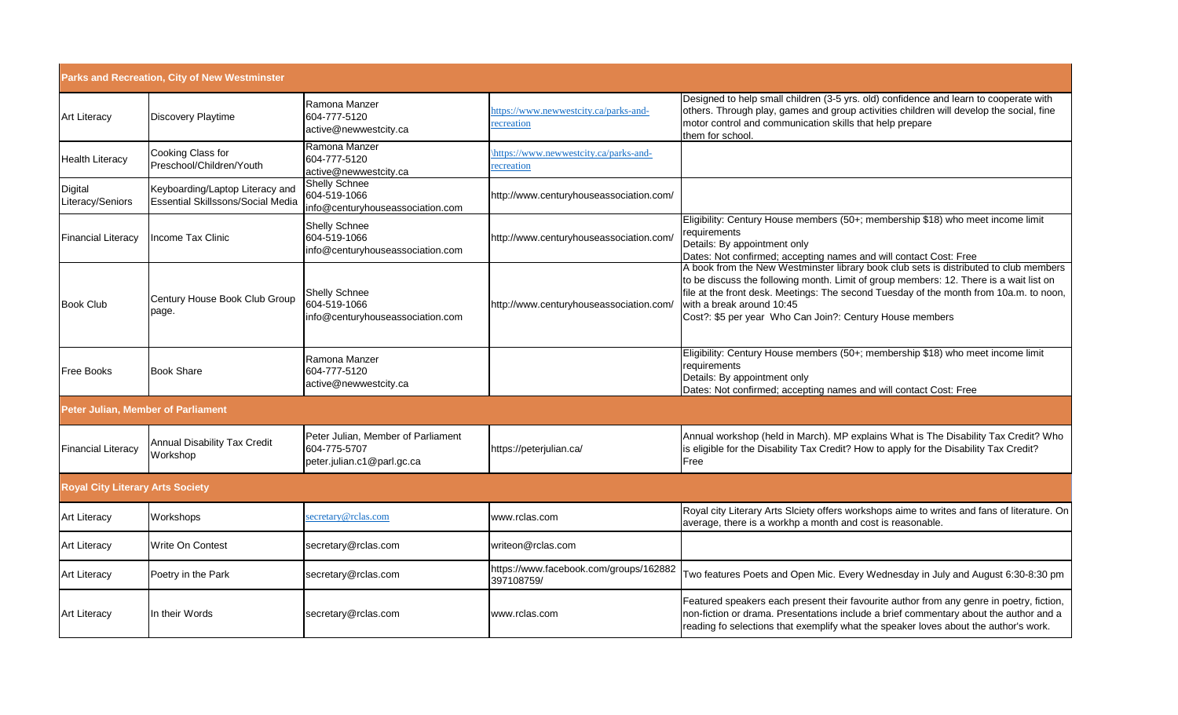| Parks and Recreation, City of New Westminster | | | | |
|---|---|---|---|---|
| Art Literacy | Discovery Playtime | Ramona Manzer<br>604-777-5120<br>active@newwestcity.ca | https://www.newwestcity.ca/parks-and-recreation | Designed to help small children (3-5 yrs. old) confidence and learn to cooperate with others. Through play, games and group activities children will develop the social, fine motor control and communication skills that help prepare<br>them for school. |
| Health Literacy | Cooking Class for Preschool/Children/Youth | Ramona Manzer<br>604-777-5120<br>active@newwestcity.ca | \https://www.newwestcity.ca/parks-and-recreation | |
| Digital Literacy/Seniors | Keyboarding/Laptop Literacy and Essential Skillssons/Social Media | Shelly Schnee<br>604-519-1066<br>info@centuryhouseassociation.com | http://www.centuryhouseassociation.com/ | |
| Financial Literacy | Income Tax Clinic | Shelly Schnee<br>604-519-1066<br>info@centuryhouseassociation.com | http://www.centuryhouseassociation.com/ | Eligibility: Century House members (50+; membership $18) who meet income limit requirements<br>Details: By appointment only<br>Dates: Not confirmed; accepting names and will contact Cost: Free |
| Book Club | Century House Book Club Group page. | Shelly Schnee<br>604-519-1066<br>info@centuryhouseassociation.com | http://www.centuryhouseassociation.com/ | A book from the New Westminster library book club sets is distributed to club members to be discuss the following month. Limit of group members: 12. There is a wait list on file at the front desk. Meetings: The second Tuesday of the month from 10a.m. to noon, with a break around 10:45<br>Cost?: $5 per year Who Can Join?: Century House members |
| Free Books | Book Share | Ramona Manzer<br>604-777-5120<br>active@newwestcity.ca | | Eligibility: Century House members (50+; membership $18) who meet income limit requirements<br>Details: By appointment only<br>Dates: Not confirmed; accepting names and will contact Cost: Free |
| **Peter Julian, Member of Parliament** | | | | |
| Financial Literacy | Annual Disability Tax Credit Workshop | Peter Julian, Member of Parliament<br>604-775-5707<br>peter.julian.c1@parl.gc.ca | https://peterjulian.ca/ | Annual workshop (held in March). MP explains What is The Disability Tax Credit? Who is eligible for the Disability Tax Credit? How to apply for the Disability Tax Credit?<br>Free |
| **Royal City Literary Arts Society** | | | | |
| Art Literacy | Workshops | secretary@rclas.com | www.rclas.com | Royal city Literary Arts Slciety offers workshops aime to writes and fans of literature. On average, there is a workhp a month and cost is reasonable. |
| Art Literacy | Write On Contest | secretary@rclas.com | writeon@rclas.com | |
| Art Literacy | Poetry in the Park | secretary@rclas.com | https://www.facebook.com/groups/162882397108759/ | Two features Poets and Open Mic. Every Wednesday in July and August 6:30-8:30 pm |
| Art Literacy | In their Words | secretary@rclas.com | www.rclas.com | Featured speakers each present their favourite author from any genre in poetry, fiction, non-fiction or drama. Presentations include a brief commentary about the author and a reading fo selections that exemplify what the speaker loves about the author's work. |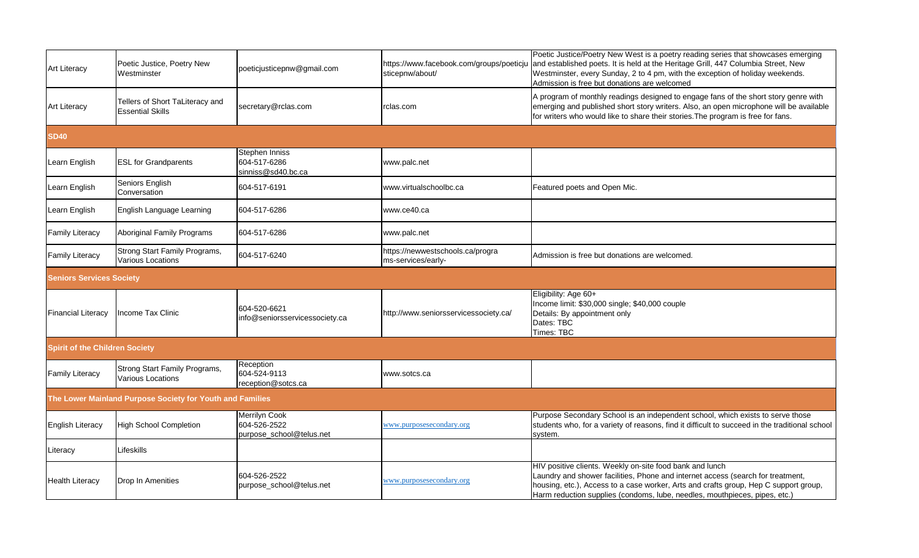| | | | | |
|---|---|---|---|---|
| Art Literacy | Poetic Justice, Poetry New Westminster | poeticjusticepnw@gmail.com | https://www.facebook.com/groups/poeticjusticepnw/about/ | Poetic Justice/Poetry New West is a poetry reading series that showcases emerging and established poets. It is held at the Heritage Grill, 447 Columbia Street, New Westminster, every Sunday, 2 to 4 pm, with the exception of holiday weekends. Admission is free but donations are welcomed |
| Art Literacy | Tellers of Short TaLiteracy and Essential Skills | secretary@rclas.com | rclas.com | A program of monthly readings designed to engage fans of the short story genre with emerging and published short story writers. Also, an open microphone will be available for writers who would like to share their stories.The program is free for fans. |
| **SD40** | | | | |
| Learn English | ESL for Grandparents | Stephen Inniss<br>604-517-6286<br>sinniss@sd40.bc.ca | www.palc.net | |
| Learn English | Seniors English Conversation | 604-517-6191 | www.virtualschoolbc.ca | Featured poets and Open Mic. |
| Learn English | English Language Learning | 604-517-6286 | www.ce40.ca | |
| Family Literacy | Aboriginal Family Programs | 604-517-6286 | www.palc.net | |
| Family Literacy | Strong Start Family Programs, Various Locations | 604-517-6240 | https://newwestschools.ca/programs-services/early- | Admission is free but donations are welcomed. |
| **Seniors Services Society** | | | | |
| Financial Literacy | Income Tax Clinic | 604-520-6621<br>info@seniorsservicessociety.ca | http://www.seniorsservicessociety.ca/ | Eligibility: Age 60+<br>Income limit: $30,000 single; $40,000 couple<br>Details: By appointment only<br>Dates: TBC<br>Times: TBC |
| **Spirit of the Children Society** | | | | |
| Family Literacy | Strong Start Family Programs, Various Locations | Reception<br>604-524-9113<br>reception@sotcs.ca | www.sotcs.ca | |
| **The Lower Mainland Purpose Society for Youth and Families** | | | | |
| English Literacy | High School Completion | Merrilyn Cook<br>604-526-2522<br>purpose_school@telus.net | www.purposesecondary.org | Purpose Secondary School is an independent school, which exists to serve those students who, for a variety of reasons, find it difficult to succeed in the traditional school system. |
| Literacy | Lifeskills | | | |
| Health Literacy | Drop In Amenities | 604-526-2522<br>purpose_school@telus.net | www.purposesecondary.org | HIV positive clients. Weekly on-site food bank and lunch<br>Laundry and shower facilities, Phone and internet access (search for treatment, housing, etc.), Access to a case worker, Arts and crafts group, Hep C support group, Harm reduction supplies (condoms, lube, needles, mouthpieces, pipes, etc.) |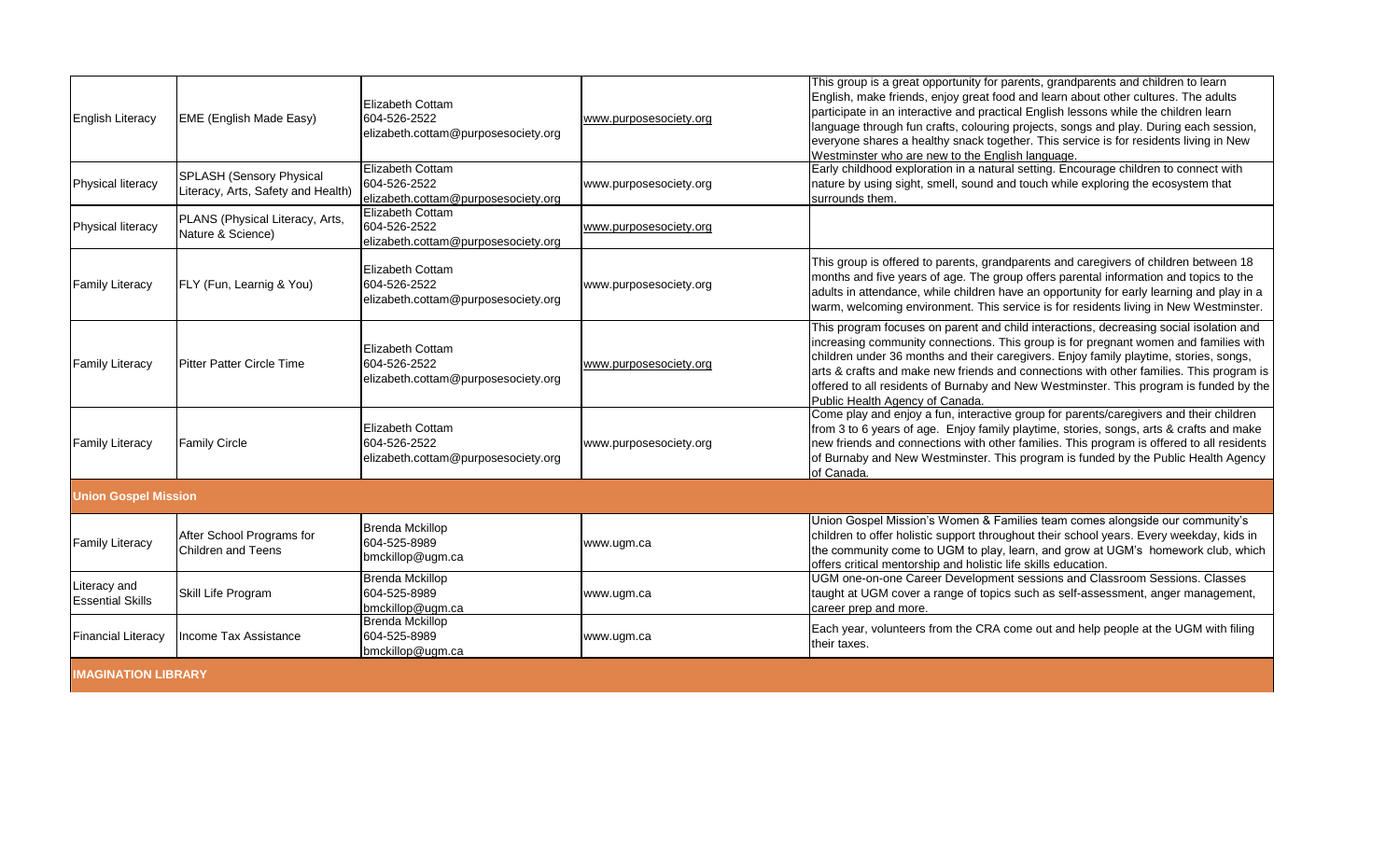| | | | | |
|---|---|---|---|---|
| English Literacy | EME (English Made Easy) | Elizabeth Cottam 604-526-2522 elizabeth.cottam@purposesociety.org | www.purposesociety.org | This group is a great opportunity for parents, grandparents and children to learn English, make friends, enjoy great food and learn about other cultures. The adults participate in an interactive and practical English lessons while the children learn language through fun crafts, colouring projects, songs and play. During each session, everyone shares a healthy snack together. This service is for residents living in New Westminster who are new to the English language. |
| Physical literacy | SPLASH (Sensory Physical Literacy, Arts, Safety and Health) | Elizabeth Cottam 604-526-2522 elizabeth.cottam@purposesociety.org | www.purposesociety.org | Early childhood exploration in a natural setting. Encourage children to connect with nature by using sight, smell, sound and touch while exploring the ecosystem that surrounds them. |
| Physical literacy | PLANS (Physical Literacy, Arts, Nature & Science) | Elizabeth Cottam 604-526-2522 elizabeth.cottam@purposesociety.org | www.purposesociety.org | |
| Family Literacy | FLY (Fun, Learnig & You) | Elizabeth Cottam 604-526-2522 elizabeth.cottam@purposesociety.org | www.purposesociety.org | This group is offered to parents, grandparents and caregivers of children between 18 months and five years of age. The group offers parental information and topics to the adults in attendance, while children have an opportunity for early learning and play in a warm, welcoming environment. This service is for residents living in New Westminster. |
| Family Literacy | Pitter Patter Circle Time | Elizabeth Cottam 604-526-2522 elizabeth.cottam@purposesociety.org | www.purposesociety.org | This program focuses on parent and child interactions, decreasing social isolation and increasing community connections. This group is for pregnant women and families with children under 36 months and their caregivers. Enjoy family playtime, stories, songs, arts & crafts and make new friends and connections with other families. This program is offered to all residents of Burnaby and New Westminster. This program is funded by the Public Health Agency of Canada. |
| Family Literacy | Family Circle | Elizabeth Cottam 604-526-2522 elizabeth.cottam@purposesociety.org | www.purposesociety.org | Come play and enjoy a fun, interactive group for parents/caregivers and their children from 3 to 6 years of age. Enjoy family playtime, stories, songs, arts & crafts and make new friends and connections with other families. This program is offered to all residents of Burnaby and New Westminster. This program is funded by the Public Health Agency of Canada. |
| **Union Gospel Mission** | | | | |
| Family Literacy | After School Programs for Children and Teens | Brenda Mckillop 604-525-8989 bmckillop@ugm.ca | www.ugm.ca | Union Gospel Mission's Women & Families team comes alongside our community's children to offer holistic support throughout their school years. Every weekday, kids in the community come to UGM to play, learn, and grow at UGM's homework club, which offers critical mentorship and holistic life skills education. |
| Literacy and Essential Skills | Skill Life Program | Brenda Mckillop 604-525-8989 bmckillop@ugm.ca | www.ugm.ca | UGM one-on-one Career Development sessions and Classroom Sessions. Classes taught at UGM cover a range of topics such as self-assessment, anger management, career prep and more. |
| Financial Literacy | Income Tax Assistance | Brenda Mckillop 604-525-8989 bmckillop@ugm.ca | www.ugm.ca | Each year, volunteers from the CRA come out and help people at the UGM with filing their taxes. |
| **IMAGINATION LIBRARY** | | | | |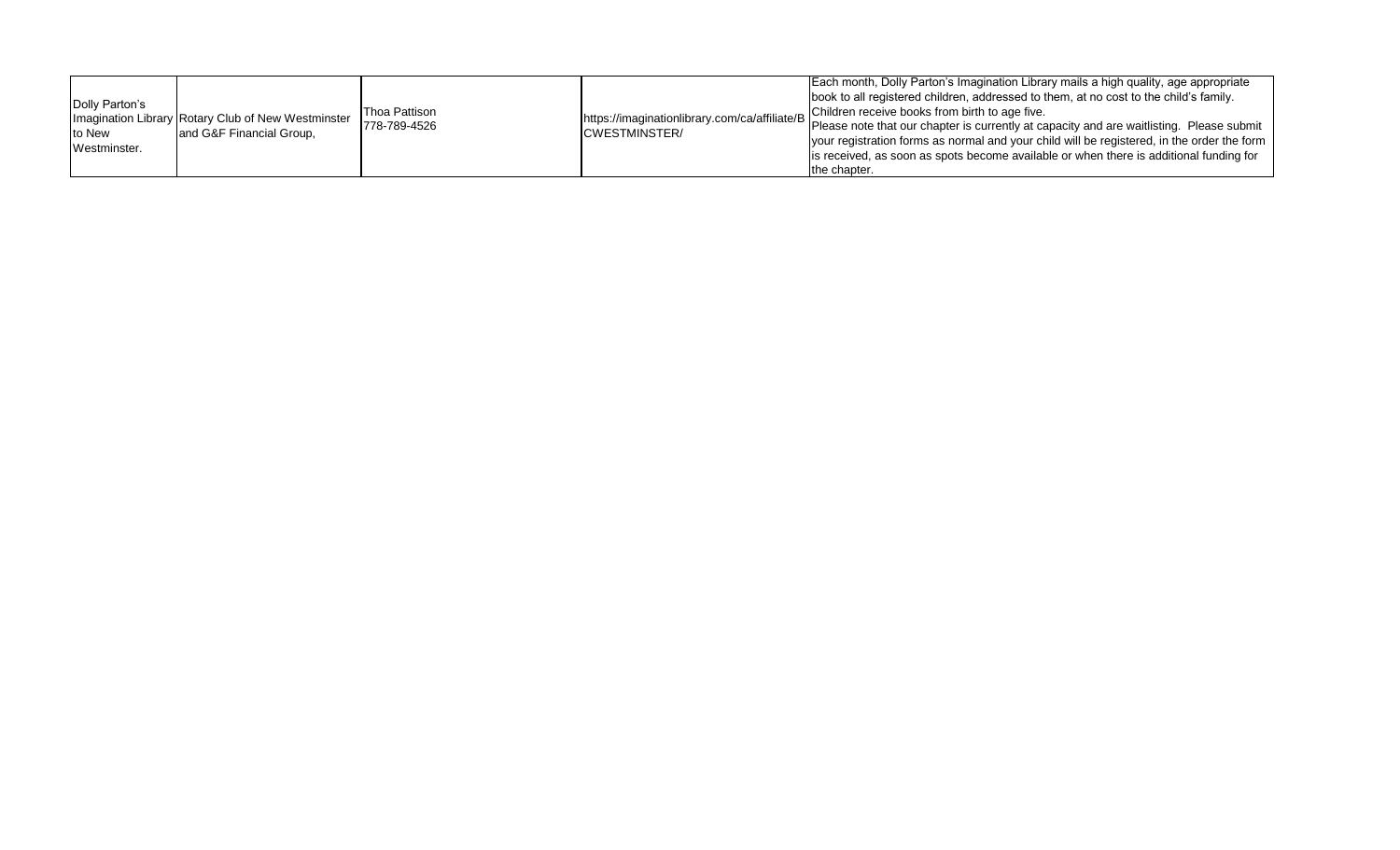| | | | | |
|---|---|---|---|---|
| Dolly Parton's Imagination Library to New Westminster. | Rotary Club of New Westminster and G&F Financial Group, | Thoa Pattison 778-789-4526 | https://imaginationlibrary.com/ca/affiliate/BCWESTMINSTER/ | Each month, Dolly Parton's Imagination Library mails a high quality, age appropriate book to all registered children, addressed to them, at no cost to the child's family. Children receive books from birth to age five. Please note that our chapter is currently at capacity and are waitlisting. Please submit your registration forms as normal and your child will be registered, in the order the form is received, as soon as spots become available or when there is additional funding for the chapter. |